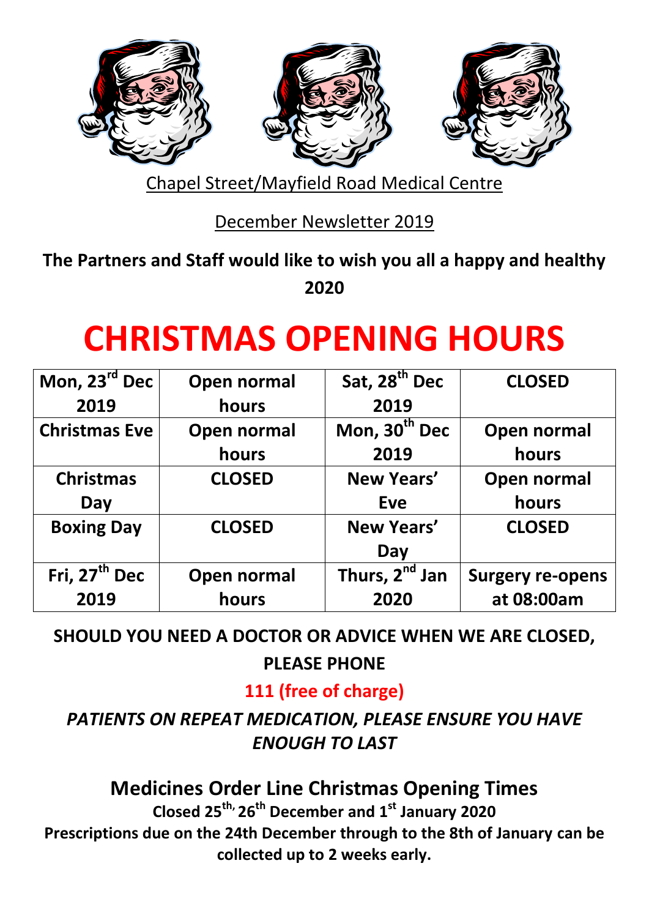Chapel Street/Mayfield Road Medical Centre

December Newsletter 2019

**The Partners and Staff would like to wish you all a happy and healthy 2020**

# CHRISTMAS OPENING HOURS

| Mon, 23rd Dec 2019 | Open normal hours | Sat, 28th Dec 2019 | CLOSED |
|---|---|---|---|
| Christmas Eve | Open normal hours | Mon, 30th Dec 2019 | Open normal hours |
| Christmas Day | CLOSED | New Years' Eve | Open normal hours |
| Boxing Day | CLOSED | New Years' Day | CLOSED |
| Fri, 27th Dec 2019 | Open normal hours | Thurs, 2nd Jan 2020 | Surgery re-opens at 08:00am |

**SHOULD YOU NEED A DOCTOR OR ADVICE WHEN WE ARE CLOSED, PLEASE PHONE**

**111 (free of charge)**

***PATIENTS ON REPEAT MEDICATION, PLEASE ENSURE YOU HAVE ENOUGH TO LAST***

## Medicines Order Line Christmas Opening Times

**Closed 25th, 26th December and 1st January 2020**

**Prescriptions due on the 24th December through to the 8th of January can be collected up to 2 weeks early.**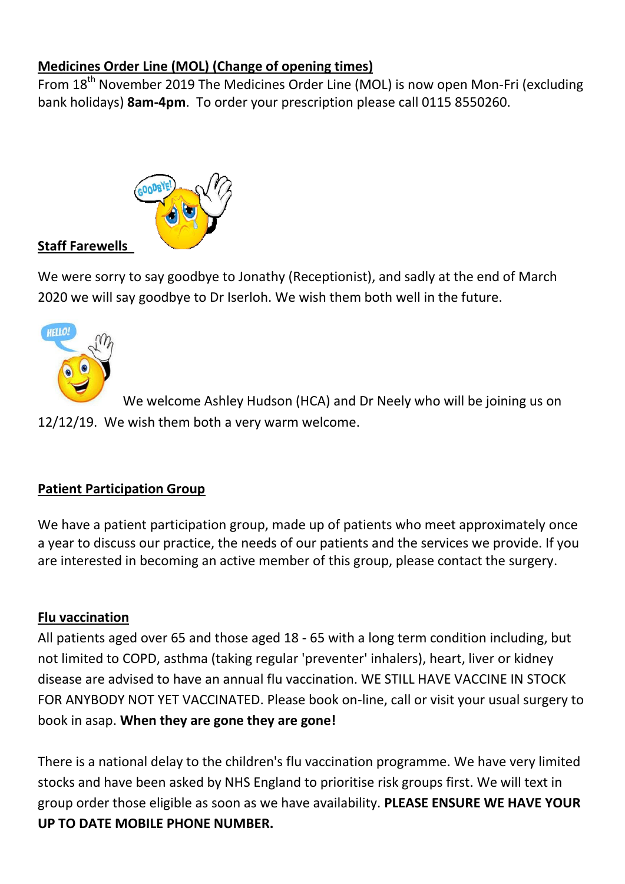## Medicines Order Line (MOL) (Change of opening times)

From 18th November 2019 The Medicines Order Line (MOL) is now open Mon-Fri (excluding bank holidays) **8am-4pm**. To order your prescription please call 0115 8550260.

## Staff Farewells

We were sorry to say goodbye to Jonathy (Receptionist), and sadly at the end of March 2020 we will say goodbye to Dr Iserloh. We wish them both well in the future.

We welcome Ashley Hudson (HCA) and Dr Neely who will be joining us on 12/12/19. We wish them both a very warm welcome.

## Patient Participation Group

We have a patient participation group, made up of patients who meet approximately once a year to discuss our practice, the needs of our patients and the services we provide. If you are interested in becoming an active member of this group, please contact the surgery.

## Flu vaccination

All patients aged over 65 and those aged 18 - 65 with a long term condition including, but not limited to COPD, asthma (taking regular 'preventer' inhalers), heart, liver or kidney disease are advised to have an annual flu vaccination. WE STILL HAVE VACCINE IN STOCK FOR ANYBODY NOT YET VACCINATED. Please book on-line, call or visit your usual surgery to book in asap. **When they are gone they are gone!**

There is a national delay to the children's flu vaccination programme. We have very limited stocks and have been asked by NHS England to prioritise risk groups first. We will text in group order those eligible as soon as we have availability. **PLEASE ENSURE WE HAVE YOUR UP TO DATE MOBILE PHONE NUMBER.**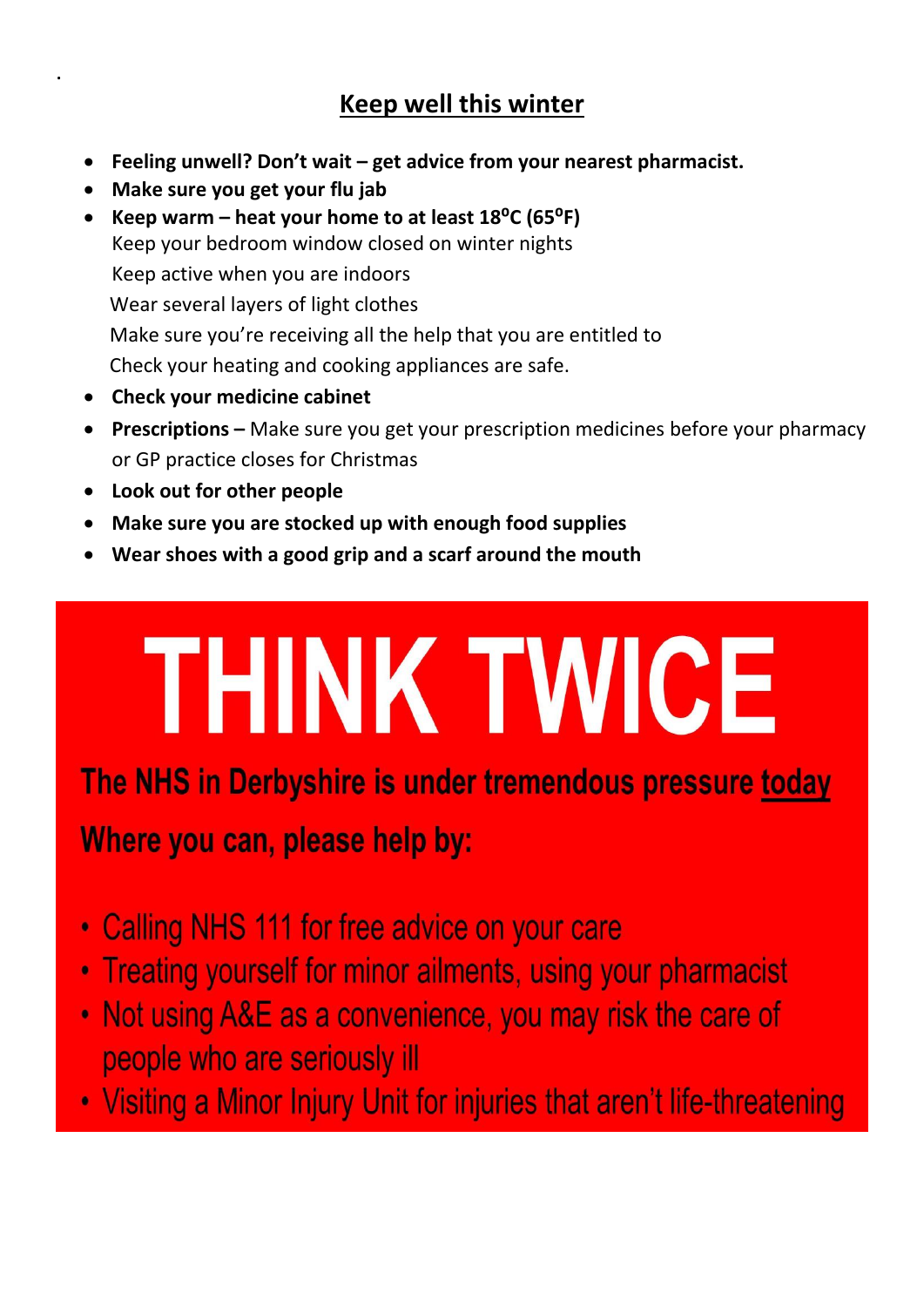## Keep well this winter

- **Feeling unwell? Don't wait – get advice from your nearest pharmacist.**
- **Make sure you get your flu jab**
- **Keep warm – heat your home to at least 18°C (65°F)**
  Keep your bedroom window closed on winter nights
  Keep active when you are indoors
  Wear several layers of light clothes
  Make sure you're receiving all the help that you are entitled to
  Check your heating and cooking appliances are safe.
- **Check your medicine cabinet**
- **Prescriptions –** Make sure you get your prescription medicines before your pharmacy or GP practice closes for Christmas
- **Look out for other people**
- **Make sure you are stocked up with enough food supplies**
- **Wear shoes with a good grip and a scarf around the mouth**

# THINK TWICE

**The NHS in Derbyshire is under tremendous pressure <u>today</u>**

**Where you can, please help by:**

- Calling NHS 111 for free advice on your care
- Treating yourself for minor ailments, using your pharmacist
- Not using A&E as a convenience, you may risk the care of people who are seriously ill
- Visiting a Minor Injury Unit for injuries that aren't life-threatening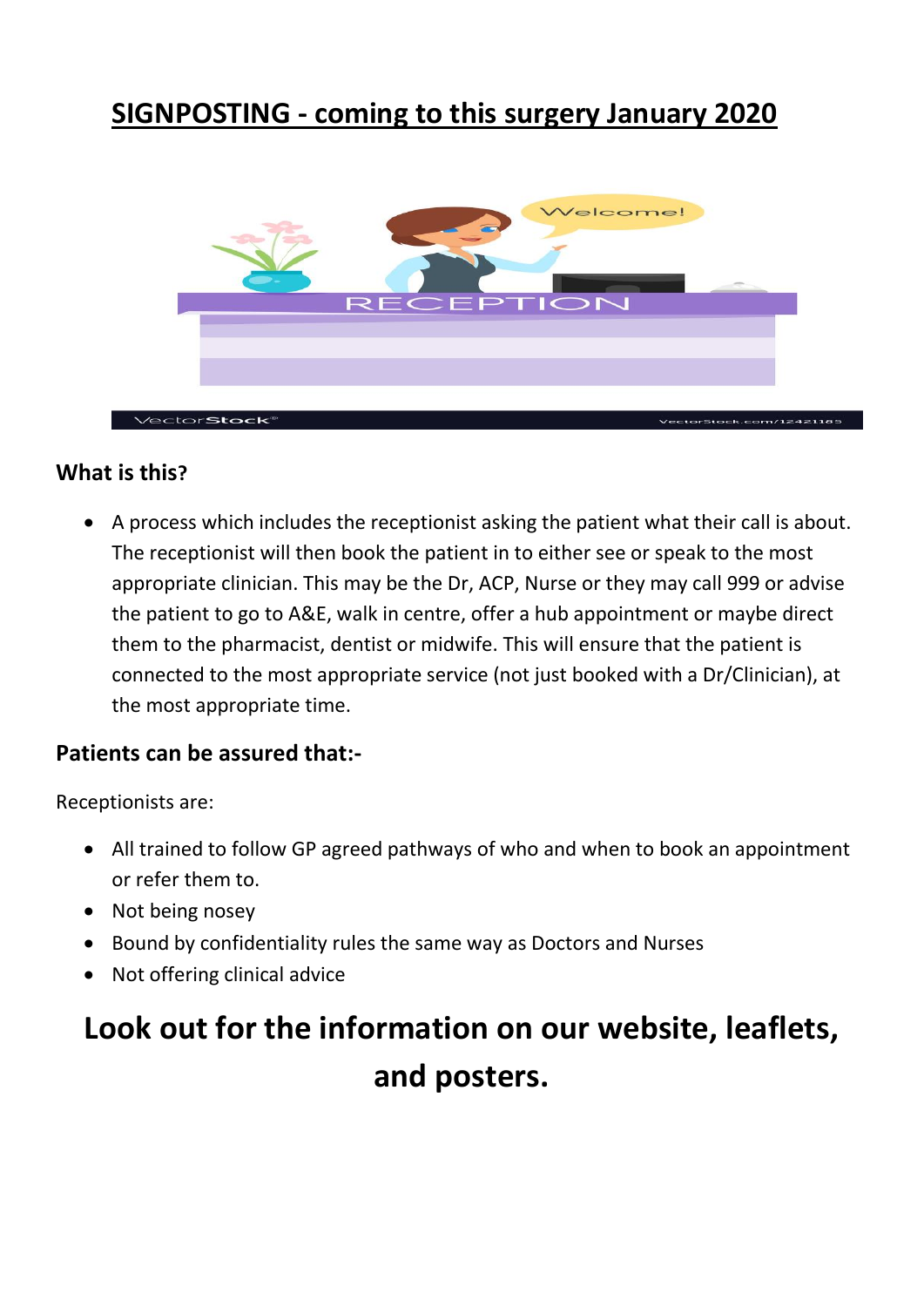# SIGNPOSTING - coming to this surgery January 2020

### What is this?

- A process which includes the receptionist asking the patient what their call is about. The receptionist will then book the patient in to either see or speak to the most appropriate clinician. This may be the Dr, ACP, Nurse or they may call 999 or advise the patient to go to A&E, walk in centre, offer a hub appointment or maybe direct them to the pharmacist, dentist or midwife. This will ensure that the patient is connected to the most appropriate service (not just booked with a Dr/Clinician), at the most appropriate time.

### Patients can be assured that:-

Receptionists are:

- All trained to follow GP agreed pathways of who and when to book an appointment or refer them to.
- Not being nosey
- Bound by confidentiality rules the same way as Doctors and Nurses
- Not offering clinical advice

## Look out for the information on our website, leaflets, and posters.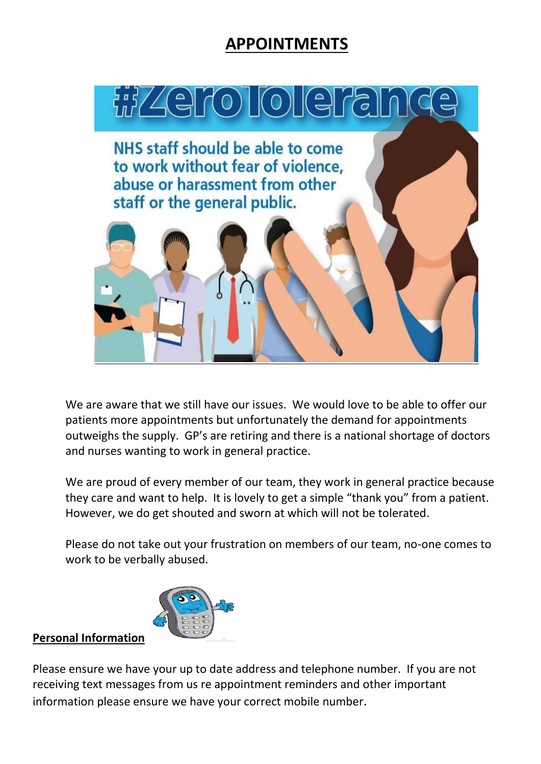# APPOINTMENTS

#ZeroTolerance

NHS staff should be able to come to work without fear of violence, abuse or harassment from other staff or the general public.

We are aware that we still have our issues. We would love to be able to offer our patients more appointments but unfortunately the demand for appointments outweighs the supply. GP's are retiring and there is a national shortage of doctors and nurses wanting to work in general practice.

We are proud of every member of our team, they work in general practice because they care and want to help. It is lovely to get a simple "thank you" from a patient. However, we do get shouted and sworn at which will not be tolerated.

Please do not take out your frustration on members of our team, no-one comes to work to be verbally abused.

**Personal Information**

Please ensure we have your up to date address and telephone number. If you are not receiving text messages from us re appointment reminders and other important information please ensure we have your correct mobile number.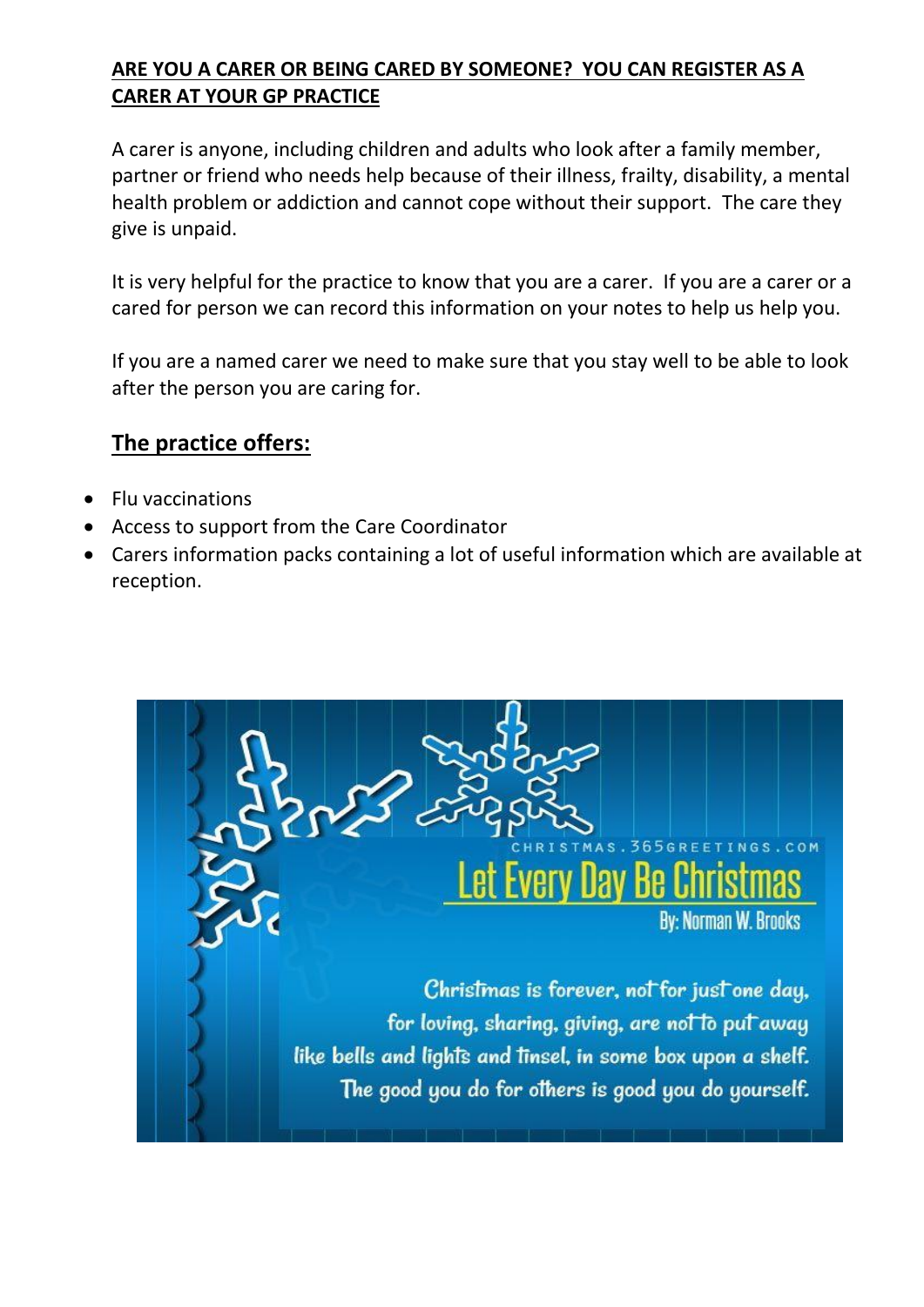## ARE YOU A CARER OR BEING CARED BY SOMEONE? YOU CAN REGISTER AS A CARER AT YOUR GP PRACTICE

A carer is anyone, including children and adults who look after a family member, partner or friend who needs help because of their illness, frailty, disability, a mental health problem or addiction and cannot cope without their support. The care they give is unpaid.

It is very helpful for the practice to know that you are a carer. If you are a carer or a cared for person we can record this information on your notes to help us help you.

If you are a named carer we need to make sure that you stay well to be able to look after the person you are caring for.

## The practice offers:

- Flu vaccinations
- Access to support from the Care Coordinator
- Carers information packs containing a lot of useful information which are available at reception.

CHRISTMAS.365GREETINGS.COM

Let Every Day Be Christmas

By: Norman W. Brooks

Christmas is forever, not for just one day,
for loving, sharing, giving, are not to put away
like bells and lights and tinsel, in some box upon a shelf.
The good you do for others is good you do yourself.